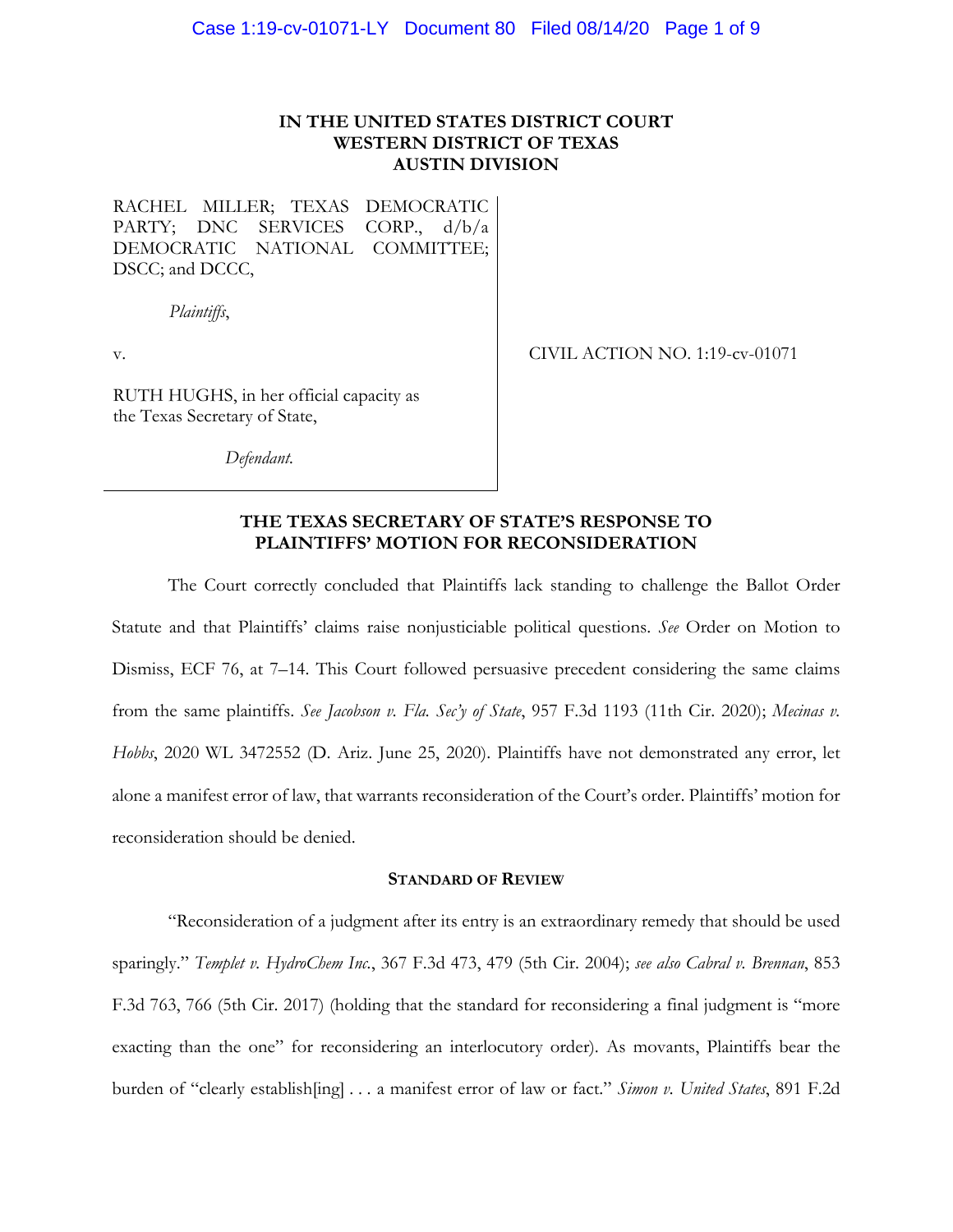**IN THE UNITED STATES DISTRICT COURT**
**WESTERN DISTRICT OF TEXAS**
**AUSTIN DIVISION**

RACHEL MILLER; TEXAS DEMOCRATIC PARTY; DNC SERVICES CORP., d/b/a DEMOCRATIC NATIONAL COMMITTEE; DSCC; and DCCC,

*Plaintiffs*,

v.

RUTH HUGHS, in her official capacity as the Texas Secretary of State,

*Defendant.*

CIVIL ACTION NO. 1:19-cv-01071

**THE TEXAS SECRETARY OF STATE'S RESPONSE TO PLAINTIFFS' MOTION FOR RECONSIDERATION**

The Court correctly concluded that Plaintiffs lack standing to challenge the Ballot Order Statute and that Plaintiffs' claims raise nonjusticiable political questions. *See* Order on Motion to Dismiss, ECF 76, at 7–14. This Court followed persuasive precedent considering the same claims from the same plaintiffs. *See Jacobson v. Fla. Sec'y of State*, 957 F.3d 1193 (11th Cir. 2020); *Mecinas v. Hobbs*, 2020 WL 3472552 (D. Ariz. June 25, 2020). Plaintiffs have not demonstrated any error, let alone a manifest error of law, that warrants reconsideration of the Court's order. Plaintiffs' motion for reconsideration should be denied.

**STANDARD OF REVIEW**

"Reconsideration of a judgment after its entry is an extraordinary remedy that should be used sparingly." *Templet v. HydroChem Inc.*, 367 F.3d 473, 479 (5th Cir. 2004); *see also Cabral v. Brennan*, 853 F.3d 763, 766 (5th Cir. 2017) (holding that the standard for reconsidering a final judgment is "more exacting than the one" for reconsidering an interlocutory order). As movants, Plaintiffs bear the burden of "clearly establish[ing] . . . a manifest error of law or fact." *Simon v. United States*, 891 F.2d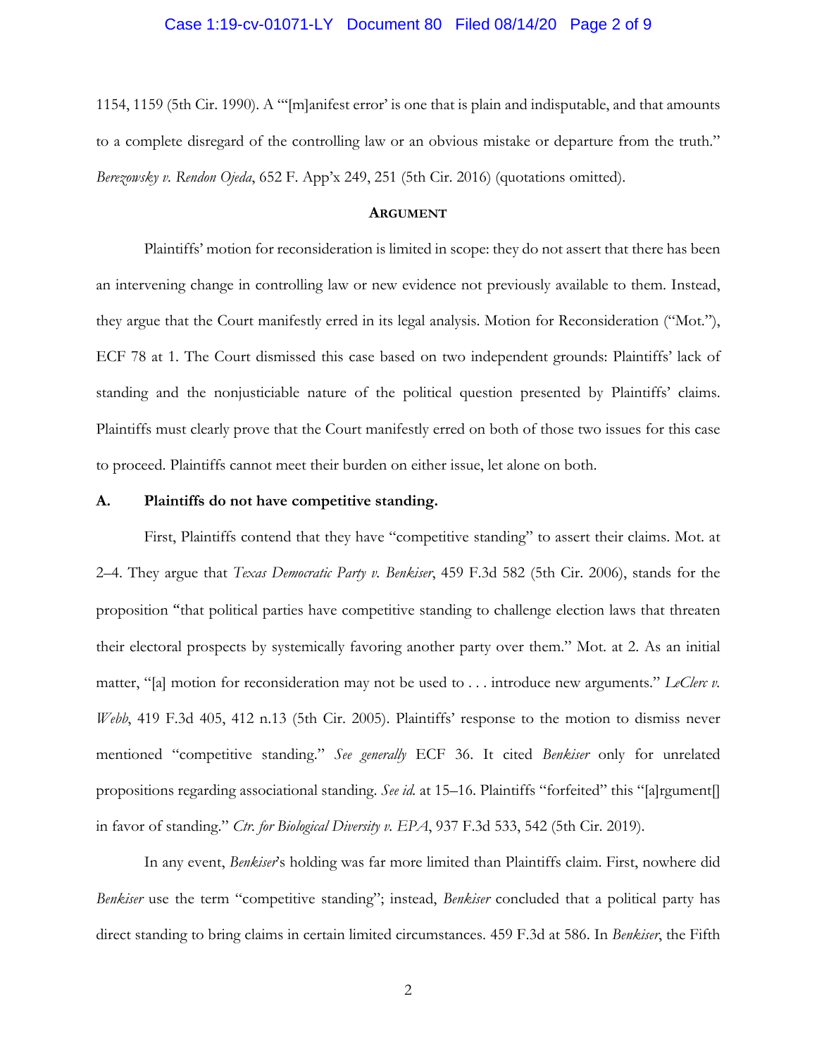1154, 1159 (5th Cir. 1990). A "'[m]anifest error' is one that is plain and indisputable, and that amounts to a complete disregard of the controlling law or an obvious mistake or departure from the truth." *Berezowsky v. Rendon Ojeda*, 652 F. App'x 249, 251 (5th Cir. 2016) (quotations omitted).

## ARGUMENT

Plaintiffs' motion for reconsideration is limited in scope: they do not assert that there has been an intervening change in controlling law or new evidence not previously available to them. Instead, they argue that the Court manifestly erred in its legal analysis. Motion for Reconsideration ("Mot."), ECF 78 at 1. The Court dismissed this case based on two independent grounds: Plaintiffs' lack of standing and the nonjusticiable nature of the political question presented by Plaintiffs' claims. Plaintiffs must clearly prove that the Court manifestly erred on both of those two issues for this case to proceed. Plaintiffs cannot meet their burden on either issue, let alone on both.

### A. Plaintiffs do not have competitive standing.

First, Plaintiffs contend that they have "competitive standing" to assert their claims. Mot. at 2–4. They argue that *Texas Democratic Party v. Benkiser*, 459 F.3d 582 (5th Cir. 2006), stands for the proposition "that political parties have competitive standing to challenge election laws that threaten their electoral prospects by systemically favoring another party over them." Mot. at 2. As an initial matter, "[a] motion for reconsideration may not be used to . . . introduce new arguments." *LeClerc v. Webb*, 419 F.3d 405, 412 n.13 (5th Cir. 2005). Plaintiffs' response to the motion to dismiss never mentioned "competitive standing." *See generally* ECF 36. It cited *Benkiser* only for unrelated propositions regarding associational standing. *See id.* at 15–16. Plaintiffs "forfeited" this "[a]rgument[] in favor of standing." *Ctr. for Biological Diversity v. EPA*, 937 F.3d 533, 542 (5th Cir. 2019).

In any event, *Benkiser*'s holding was far more limited than Plaintiffs claim. First, nowhere did *Benkiser* use the term "competitive standing"; instead, *Benkiser* concluded that a political party has direct standing to bring claims in certain limited circumstances. 459 F.3d at 586. In *Benkiser*, the Fifth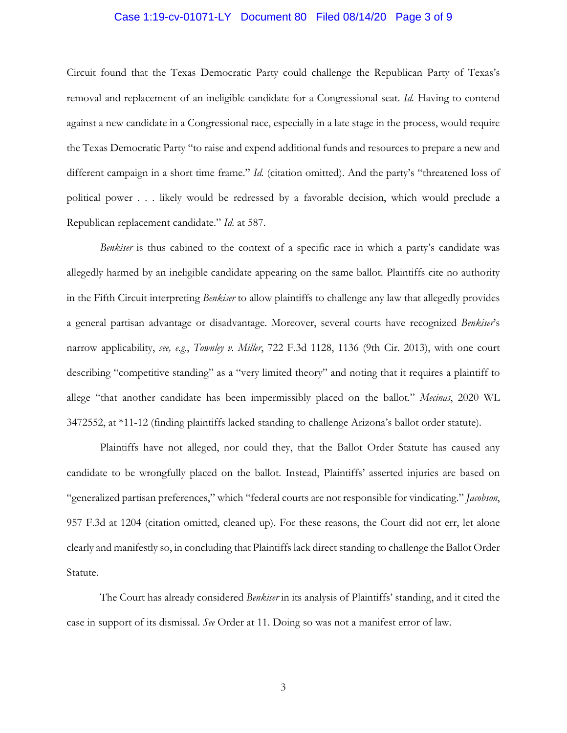Circuit found that the Texas Democratic Party could challenge the Republican Party of Texas's removal and replacement of an ineligible candidate for a Congressional seat. *Id.* Having to contend against a new candidate in a Congressional race, especially in a late stage in the process, would require the Texas Democratic Party "to raise and expend additional funds and resources to prepare a new and different campaign in a short time frame." *Id.* (citation omitted). And the party's "threatened loss of political power . . . likely would be redressed by a favorable decision, which would preclude a Republican replacement candidate." *Id.* at 587.

*Benkiser* is thus cabined to the context of a specific race in which a party's candidate was allegedly harmed by an ineligible candidate appearing on the same ballot. Plaintiffs cite no authority in the Fifth Circuit interpreting *Benkiser* to allow plaintiffs to challenge any law that allegedly provides a general partisan advantage or disadvantage. Moreover, several courts have recognized *Benkiser*'s narrow applicability, *see, e.g.*, *Townley v. Miller*, 722 F.3d 1128, 1136 (9th Cir. 2013), with one court describing "competitive standing" as a "very limited theory" and noting that it requires a plaintiff to allege "that another candidate has been impermissibly placed on the ballot." *Mecinas*, 2020 WL 3472552, at *11-12 (finding plaintiffs lacked standing to challenge Arizona's ballot order statute).

Plaintiffs have not alleged, nor could they, that the Ballot Order Statute has caused any candidate to be wrongfully placed on the ballot. Instead, Plaintiffs' asserted injuries are based on "generalized partisan preferences," which "federal courts are not responsible for vindicating." *Jacobson*, 957 F.3d at 1204 (citation omitted, cleaned up). For these reasons, the Court did not err, let alone clearly and manifestly so, in concluding that Plaintiffs lack direct standing to challenge the Ballot Order Statute.

The Court has already considered *Benkiser* in its analysis of Plaintiffs' standing, and it cited the case in support of its dismissal. *See* Order at 11. Doing so was not a manifest error of law.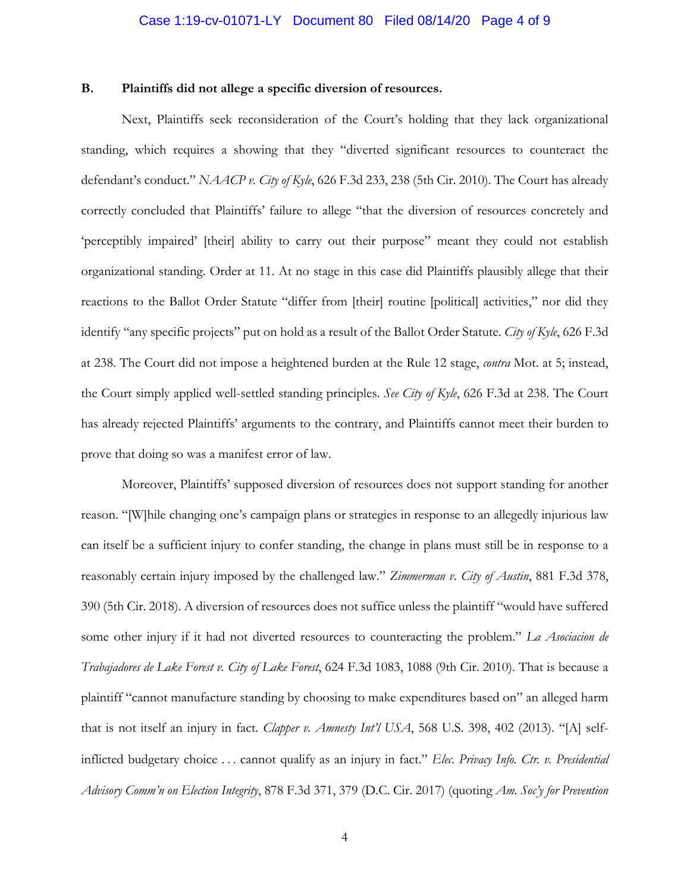### B. Plaintiffs did not allege a specific diversion of resources.

Next, Plaintiffs seek reconsideration of the Court's holding that they lack organizational standing, which requires a showing that they "diverted significant resources to counteract the defendant's conduct." *NAACP v. City of Kyle*, 626 F.3d 233, 238 (5th Cir. 2010). The Court has already correctly concluded that Plaintiffs' failure to allege "that the diversion of resources concretely and 'perceptibly impaired' [their] ability to carry out their purpose" meant they could not establish organizational standing. Order at 11. At no stage in this case did Plaintiffs plausibly allege that their reactions to the Ballot Order Statute "differ from [their] routine [political] activities," nor did they identify "any specific projects" put on hold as a result of the Ballot Order Statute. *City of Kyle*, 626 F.3d at 238. The Court did not impose a heightened burden at the Rule 12 stage, *contra* Mot. at 5; instead, the Court simply applied well-settled standing principles. *See City of Kyle*, 626 F.3d at 238. The Court has already rejected Plaintiffs' arguments to the contrary, and Plaintiffs cannot meet their burden to prove that doing so was a manifest error of law.

Moreover, Plaintiffs' supposed diversion of resources does not support standing for another reason. "[W]hile changing one's campaign plans or strategies in response to an allegedly injurious law can itself be a sufficient injury to confer standing, the change in plans must still be in response to a reasonably certain injury imposed by the challenged law." *Zimmerman v. City of Austin*, 881 F.3d 378, 390 (5th Cir. 2018). A diversion of resources does not suffice unless the plaintiff "would have suffered some other injury if it had not diverted resources to counteracting the problem." *La Asociacion de Trabajadores de Lake Forest v. City of Lake Forest*, 624 F.3d 1083, 1088 (9th Cir. 2010). That is because a plaintiff "cannot manufacture standing by choosing to make expenditures based on" an alleged harm that is not itself an injury in fact. *Clapper v. Amnesty Int'l USA*, 568 U.S. 398, 402 (2013). "[A] self-inflicted budgetary choice . . . cannot qualify as an injury in fact." *Elec. Privacy Info. Ctr. v. Presidential Advisory Comm'n on Election Integrity*, 878 F.3d 371, 379 (D.C. Cir. 2017) (quoting *Am. Soc'y for Prevention*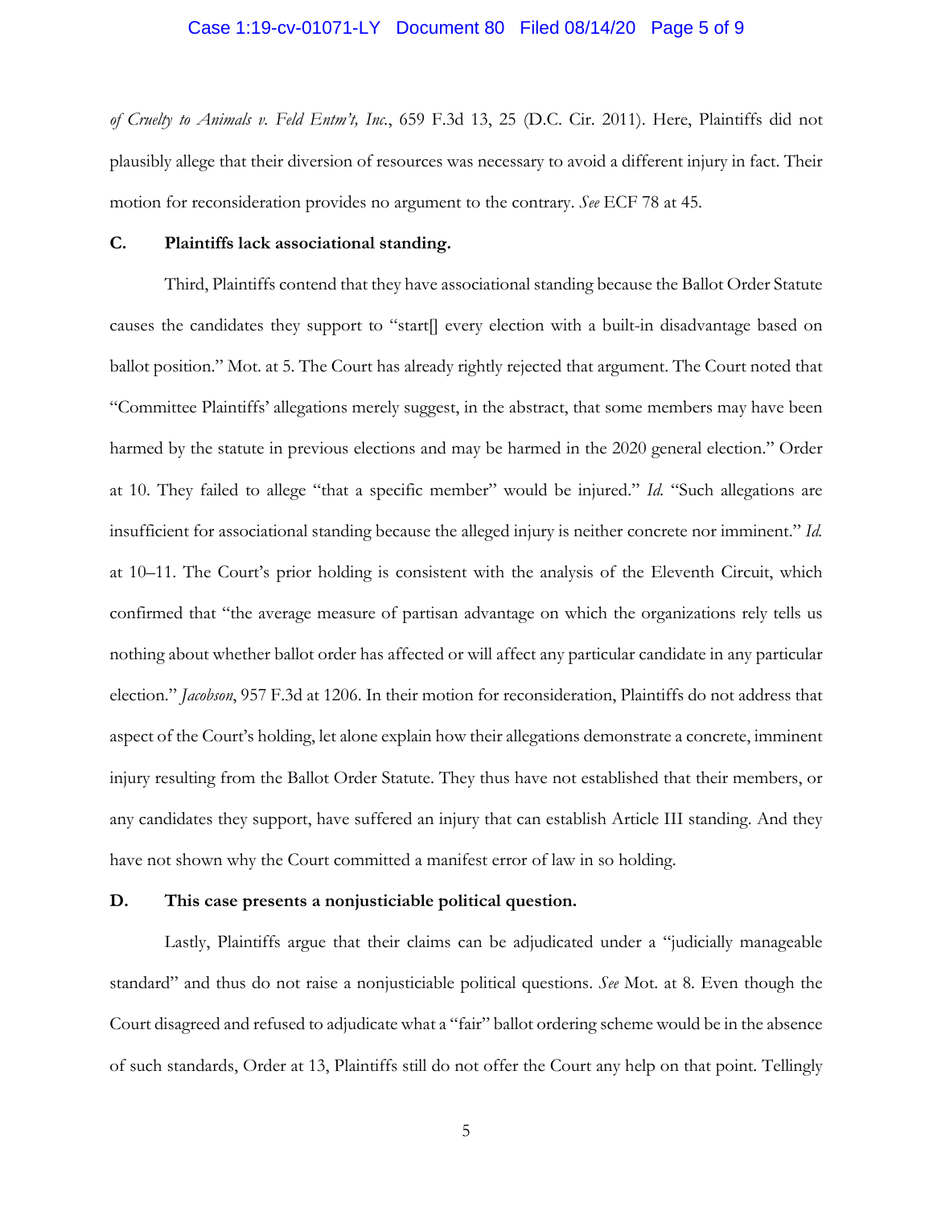*of Cruelty to Animals v. Feld Entm't, Inc.*, 659 F.3d 13, 25 (D.C. Cir. 2011). Here, Plaintiffs did not plausibly allege that their diversion of resources was necessary to avoid a different injury in fact. Their motion for reconsideration provides no argument to the contrary. *See* ECF 78 at 45.

**C. Plaintiffs lack associational standing.**

Third, Plaintiffs contend that they have associational standing because the Ballot Order Statute causes the candidates they support to "start[] every election with a built-in disadvantage based on ballot position." Mot. at 5. The Court has already rightly rejected that argument. The Court noted that "Committee Plaintiffs' allegations merely suggest, in the abstract, that some members may have been harmed by the statute in previous elections and may be harmed in the 2020 general election." Order at 10. They failed to allege "that a specific member" would be injured." *Id.* "Such allegations are insufficient for associational standing because the alleged injury is neither concrete nor imminent." *Id.* at 10–11. The Court's prior holding is consistent with the analysis of the Eleventh Circuit, which confirmed that "the average measure of partisan advantage on which the organizations rely tells us nothing about whether ballot order has affected or will affect any particular candidate in any particular election." *Jacobson*, 957 F.3d at 1206. In their motion for reconsideration, Plaintiffs do not address that aspect of the Court's holding, let alone explain how their allegations demonstrate a concrete, imminent injury resulting from the Ballot Order Statute. They thus have not established that their members, or any candidates they support, have suffered an injury that can establish Article III standing. And they have not shown why the Court committed a manifest error of law in so holding.

**D. This case presents a nonjusticiable political question.**

Lastly, Plaintiffs argue that their claims can be adjudicated under a "judicially manageable standard" and thus do not raise a nonjusticiable political questions. *See* Mot. at 8. Even though the Court disagreed and refused to adjudicate what a "fair" ballot ordering scheme would be in the absence of such standards, Order at 13, Plaintiffs still do not offer the Court any help on that point. Tellingly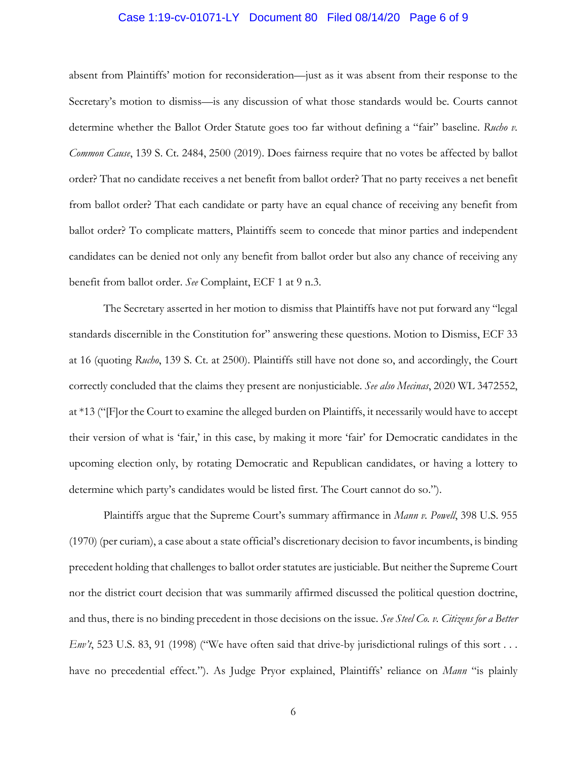absent from Plaintiffs' motion for reconsideration—just as it was absent from their response to the Secretary's motion to dismiss—is any discussion of what those standards would be. Courts cannot determine whether the Ballot Order Statute goes too far without defining a "fair" baseline. *Rucho v. Common Cause*, 139 S. Ct. 2484, 2500 (2019). Does fairness require that no votes be affected by ballot order? That no candidate receives a net benefit from ballot order? That no party receives a net benefit from ballot order? That each candidate or party have an equal chance of receiving any benefit from ballot order? To complicate matters, Plaintiffs seem to concede that minor parties and independent candidates can be denied not only any benefit from ballot order but also any chance of receiving any benefit from ballot order. *See* Complaint, ECF 1 at 9 n.3.

The Secretary asserted in her motion to dismiss that Plaintiffs have not put forward any "legal standards discernible in the Constitution for" answering these questions. Motion to Dismiss, ECF 33 at 16 (quoting *Rucho*, 139 S. Ct. at 2500). Plaintiffs still have not done so, and accordingly, the Court correctly concluded that the claims they present are nonjusticiable. *See also Mecinas*, 2020 WL 3472552, at *13 ("[F]or the Court to examine the alleged burden on Plaintiffs, it necessarily would have to accept their version of what is 'fair,' in this case, by making it more 'fair' for Democratic candidates in the upcoming election only, by rotating Democratic and Republican candidates, or having a lottery to determine which party's candidates would be listed first. The Court cannot do so.").

Plaintiffs argue that the Supreme Court's summary affirmance in *Mann v. Powell*, 398 U.S. 955 (1970) (per curiam), a case about a state official's discretionary decision to favor incumbents, is binding precedent holding that challenges to ballot order statutes are justiciable. But neither the Supreme Court nor the district court decision that was summarily affirmed discussed the political question doctrine, and thus, there is no binding precedent in those decisions on the issue. *See Steel Co. v. Citizens for a Better Env't*, 523 U.S. 83, 91 (1998) ("We have often said that drive-by jurisdictional rulings of this sort . . . have no precedential effect."). As Judge Pryor explained, Plaintiffs' reliance on *Mann* "is plainly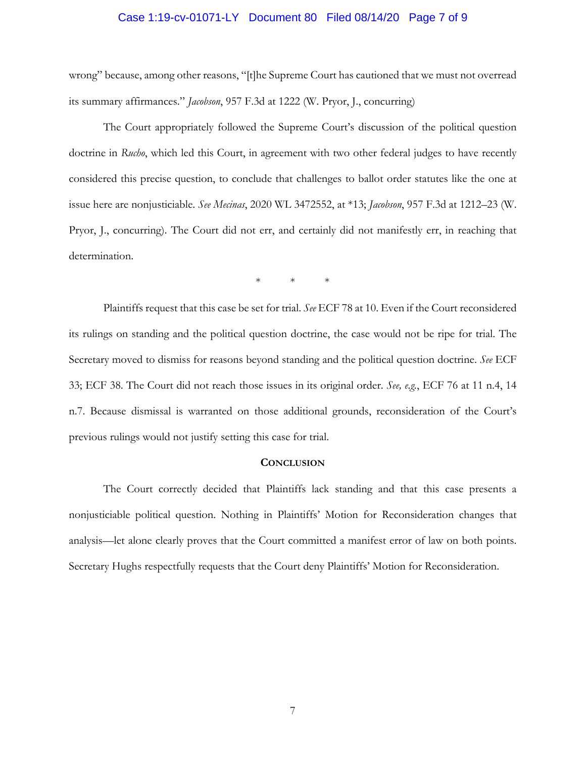wrong" because, among other reasons, "[t]he Supreme Court has cautioned that we must not overread its summary affirmances." *Jacobson*, 957 F.3d at 1222 (W. Pryor, J., concurring)

The Court appropriately followed the Supreme Court's discussion of the political question doctrine in *Rucho*, which led this Court, in agreement with two other federal judges to have recently considered this precise question, to conclude that challenges to ballot order statutes like the one at issue here are nonjusticiable. *See Mecinas*, 2020 WL 3472552, at *13; *Jacobson*, 957 F.3d at 1212–23 (W. Pryor, J., concurring). The Court did not err, and certainly did not manifestly err, in reaching that determination.

\* \* \*

Plaintiffs request that this case be set for trial. *See* ECF 78 at 10. Even if the Court reconsidered its rulings on standing and the political question doctrine, the case would not be ripe for trial. The Secretary moved to dismiss for reasons beyond standing and the political question doctrine. *See* ECF 33; ECF 38. The Court did not reach those issues in its original order. *See, e.g.*, ECF 76 at 11 n.4, 14 n.7. Because dismissal is warranted on those additional grounds, reconsideration of the Court's previous rulings would not justify setting this case for trial.

## CONCLUSION

The Court correctly decided that Plaintiffs lack standing and that this case presents a nonjusticiable political question. Nothing in Plaintiffs' Motion for Reconsideration changes that analysis—let alone clearly proves that the Court committed a manifest error of law on both points. Secretary Hughs respectfully requests that the Court deny Plaintiffs' Motion for Reconsideration.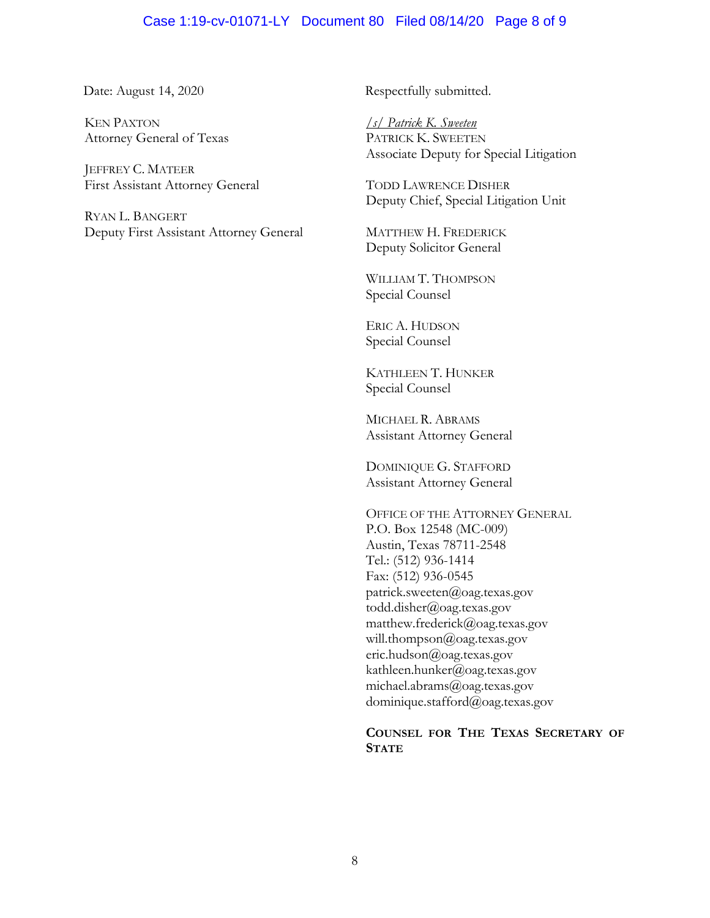Date: August 14, 2020

KEN PAXTON
Attorney General of Texas

JEFFREY C. MATEER
First Assistant Attorney General

RYAN L. BANGERT
Deputy First Assistant Attorney General

Respectfully submitted.

*/s/ Patrick K. Sweeten*
PATRICK K. SWEETEN
Associate Deputy for Special Litigation

TODD LAWRENCE DISHER
Deputy Chief, Special Litigation Unit

MATTHEW H. FREDERICK
Deputy Solicitor General

WILLIAM T. THOMPSON
Special Counsel

ERIC A. HUDSON
Special Counsel

KATHLEEN T. HUNKER
Special Counsel

MICHAEL R. ABRAMS
Assistant Attorney General

DOMINIQUE G. STAFFORD
Assistant Attorney General

OFFICE OF THE ATTORNEY GENERAL
P.O. Box 12548 (MC-009)
Austin, Texas 78711-2548
Tel.: (512) 936-1414
Fax: (512) 936-0545
patrick.sweeten@oag.texas.gov
todd.disher@oag.texas.gov
matthew.frederick@oag.texas.gov
will.thompson@oag.texas.gov
eric.hudson@oag.texas.gov
kathleen.hunker@oag.texas.gov
michael.abrams@oag.texas.gov
dominique.stafford@oag.texas.gov

**COUNSEL FOR THE TEXAS SECRETARY OF STATE**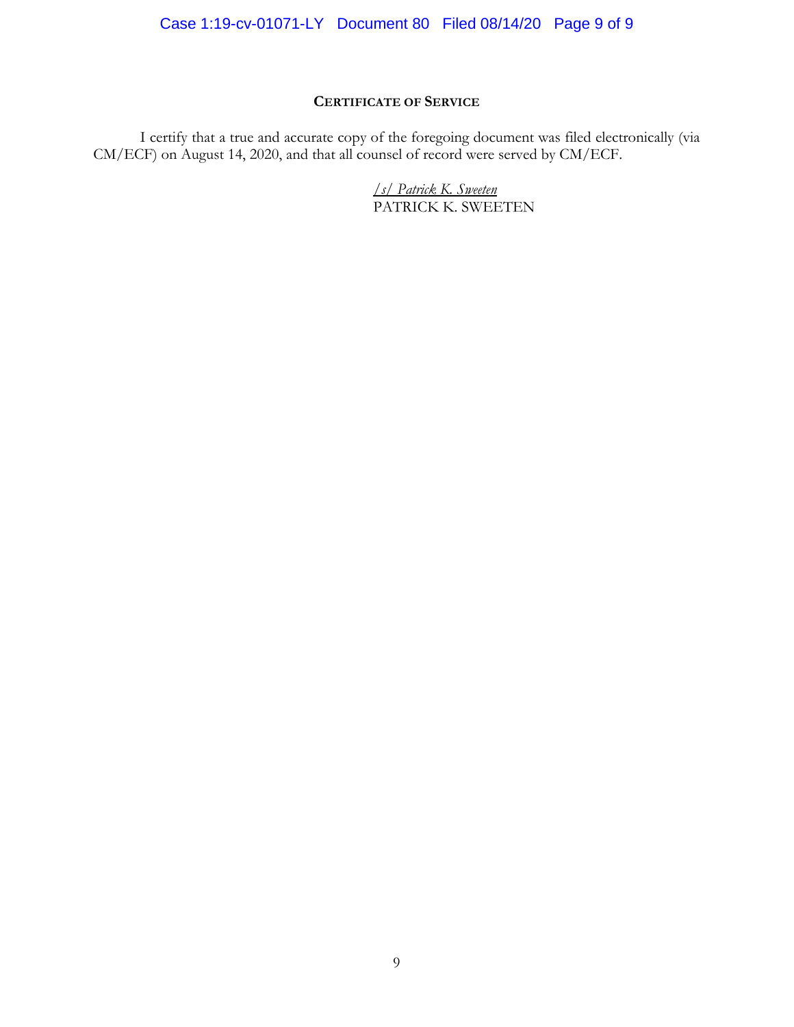## Certificate of Service

I certify that a true and accurate copy of the foregoing document was filed electronically (via CM/ECF) on August 14, 2020, and that all counsel of record were served by CM/ECF.

/s/ *Patrick K. Sweeten*
PATRICK K. SWEETEN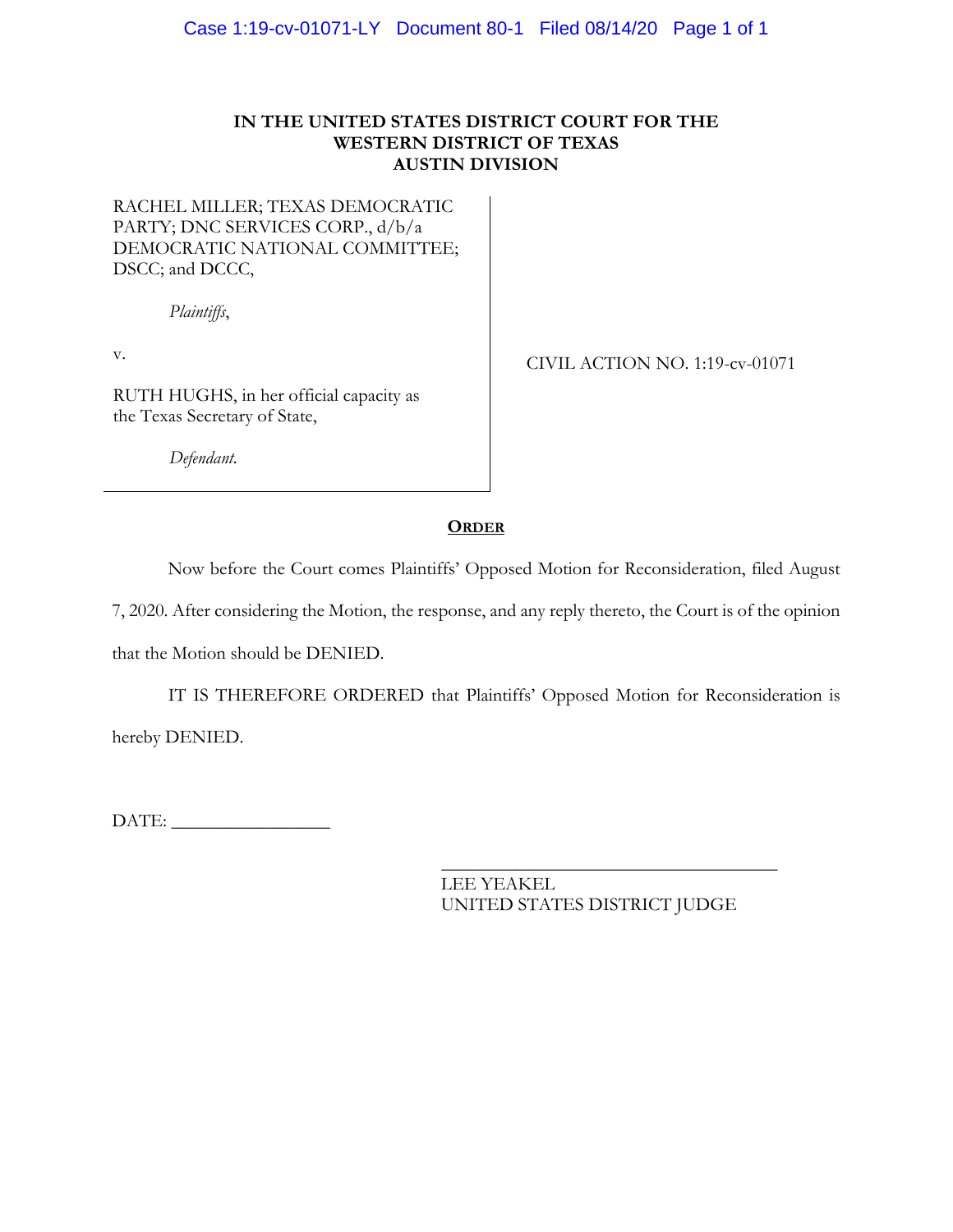**IN THE UNITED STATES DISTRICT COURT FOR THE**
**WESTERN DISTRICT OF TEXAS**
**AUSTIN DIVISION**

RACHEL MILLER; TEXAS DEMOCRATIC PARTY; DNC SERVICES CORP., d/b/a DEMOCRATIC NATIONAL COMMITTEE; DSCC; and DCCC,

*Plaintiffs*,

v.

RUTH HUGHS, in her official capacity as the Texas Secretary of State,

*Defendant.*

CIVIL ACTION NO. 1:19-cv-01071

## ORDER

Now before the Court comes Plaintiffs' Opposed Motion for Reconsideration, filed August 7, 2020. After considering the Motion, the response, and any reply thereto, the Court is of the opinion that the Motion should be DENIED.

IT IS THEREFORE ORDERED that Plaintiffs' Opposed Motion for Reconsideration is hereby DENIED.

DATE: ________________

___________________________________
LEE YEAKEL
UNITED STATES DISTRICT JUDGE